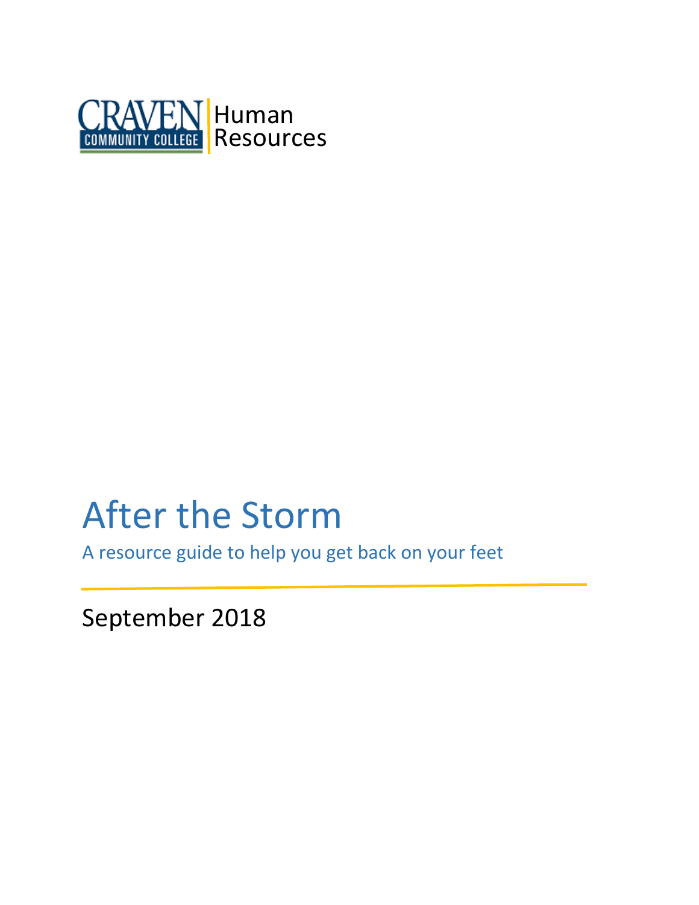CRAVEN COMMUNITY COLLEGE | Human Resources

# After the Storm

A resource guide to help you get back on your feet

September 2018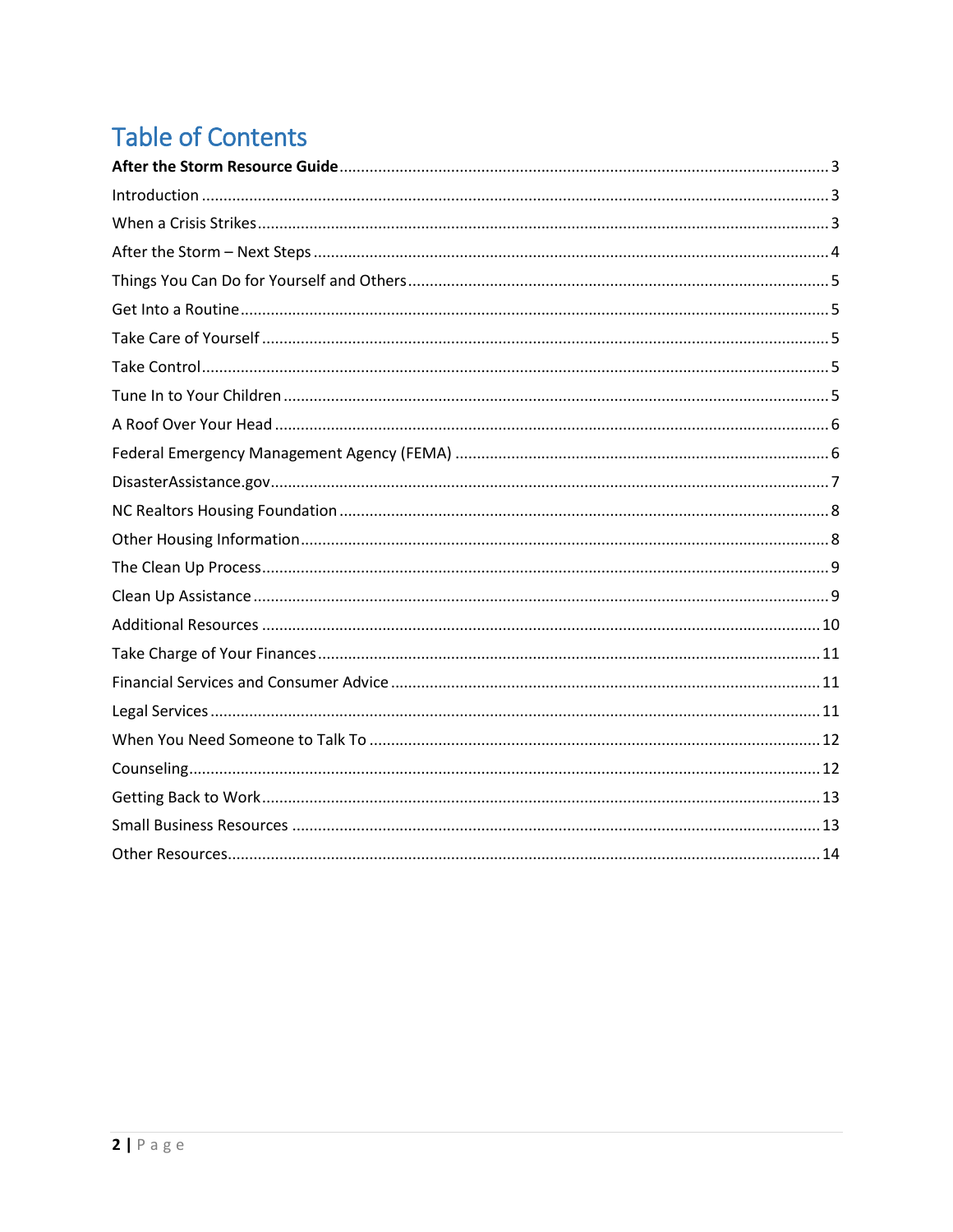# Table of Contents

**After the Storm Resource Guide** ........ 3

Introduction ........ 3

When a Crisis Strikes ........ 3

After the Storm – Next Steps ........ 4

Things You Can Do for Yourself and Others ........ 5

Get Into a Routine ........ 5

Take Care of Yourself ........ 5

Take Control ........ 5

Tune In to Your Children ........ 5

A Roof Over Your Head ........ 6

Federal Emergency Management Agency (FEMA) ........ 6

DisasterAssistance.gov ........ 7

NC Realtors Housing Foundation ........ 8

Other Housing Information ........ 8

The Clean Up Process ........ 9

Clean Up Assistance ........ 9

Additional Resources ........ 10

Take Charge of Your Finances ........ 11

Financial Services and Consumer Advice ........ 11

Legal Services ........ 11

When You Need Someone to Talk To ........ 12

Counseling ........ 12

Getting Back to Work ........ 13

Small Business Resources ........ 13

Other Resources ........ 14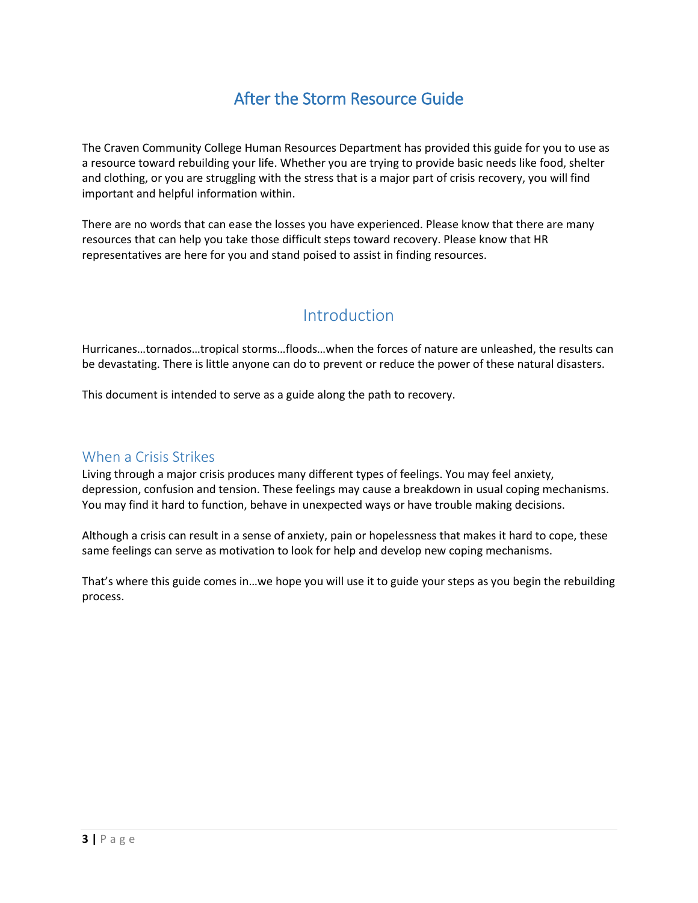# After the Storm Resource Guide

The Craven Community College Human Resources Department has provided this guide for you to use as a resource toward rebuilding your life. Whether you are trying to provide basic needs like food, shelter and clothing, or you are struggling with the stress that is a major part of crisis recovery, you will find important and helpful information within.

There are no words that can ease the losses you have experienced. Please know that there are many resources that can help you take those difficult steps toward recovery. Please know that HR representatives are here for you and stand poised to assist in finding resources.

## Introduction

Hurricanes…tornados…tropical storms…floods…when the forces of nature are unleashed, the results can be devastating. There is little anyone can do to prevent or reduce the power of these natural disasters.

This document is intended to serve as a guide along the path to recovery.

### When a Crisis Strikes

Living through a major crisis produces many different types of feelings. You may feel anxiety, depression, confusion and tension. These feelings may cause a breakdown in usual coping mechanisms. You may find it hard to function, behave in unexpected ways or have trouble making decisions.

Although a crisis can result in a sense of anxiety, pain or hopelessness that makes it hard to cope, these same feelings can serve as motivation to look for help and develop new coping mechanisms.

That's where this guide comes in…we hope you will use it to guide your steps as you begin the rebuilding process.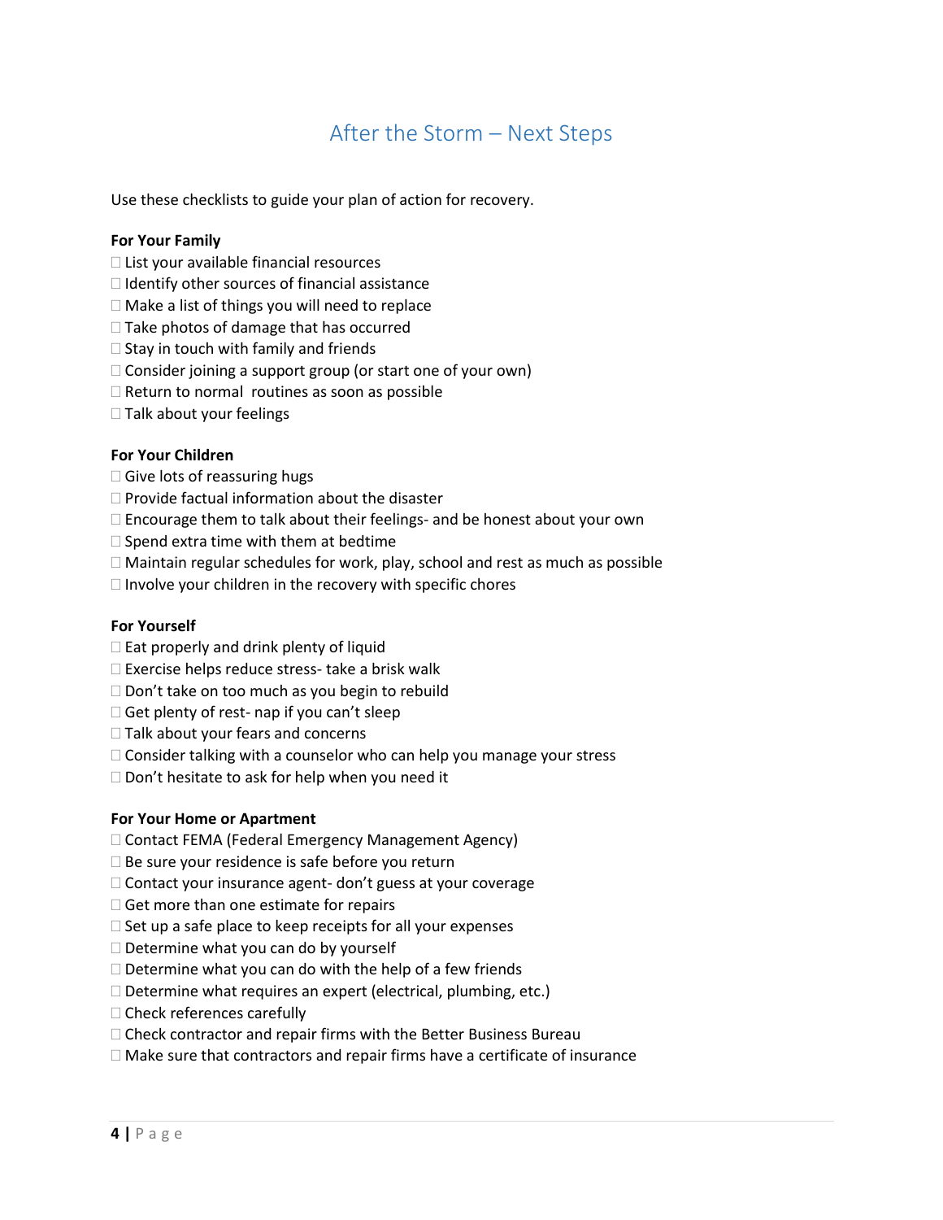# After the Storm – Next Steps

Use these checklists to guide your plan of action for recovery.

**For Your Family**

- ☐ List your available financial resources
- ☐ Identify other sources of financial assistance
- ☐ Make a list of things you will need to replace
- ☐ Take photos of damage that has occurred
- ☐ Stay in touch with family and friends
- ☐ Consider joining a support group (or start one of your own)
- ☐ Return to normal routines as soon as possible
- ☐ Talk about your feelings

**For Your Children**

- ☐ Give lots of reassuring hugs
- ☐ Provide factual information about the disaster
- ☐ Encourage them to talk about their feelings- and be honest about your own
- ☐ Spend extra time with them at bedtime
- ☐ Maintain regular schedules for work, play, school and rest as much as possible
- ☐ Involve your children in the recovery with specific chores

**For Yourself**

- ☐ Eat properly and drink plenty of liquid
- ☐ Exercise helps reduce stress- take a brisk walk
- ☐ Don't take on too much as you begin to rebuild
- ☐ Get plenty of rest- nap if you can't sleep
- ☐ Talk about your fears and concerns
- ☐ Consider talking with a counselor who can help you manage your stress
- ☐ Don't hesitate to ask for help when you need it

**For Your Home or Apartment**

- ☐ Contact FEMA (Federal Emergency Management Agency)
- ☐ Be sure your residence is safe before you return
- ☐ Contact your insurance agent- don't guess at your coverage
- ☐ Get more than one estimate for repairs
- ☐ Set up a safe place to keep receipts for all your expenses
- ☐ Determine what you can do by yourself
- ☐ Determine what you can do with the help of a few friends
- ☐ Determine what requires an expert (electrical, plumbing, etc.)
- ☐ Check references carefully
- ☐ Check contractor and repair firms with the Better Business Bureau
- ☐ Make sure that contractors and repair firms have a certificate of insurance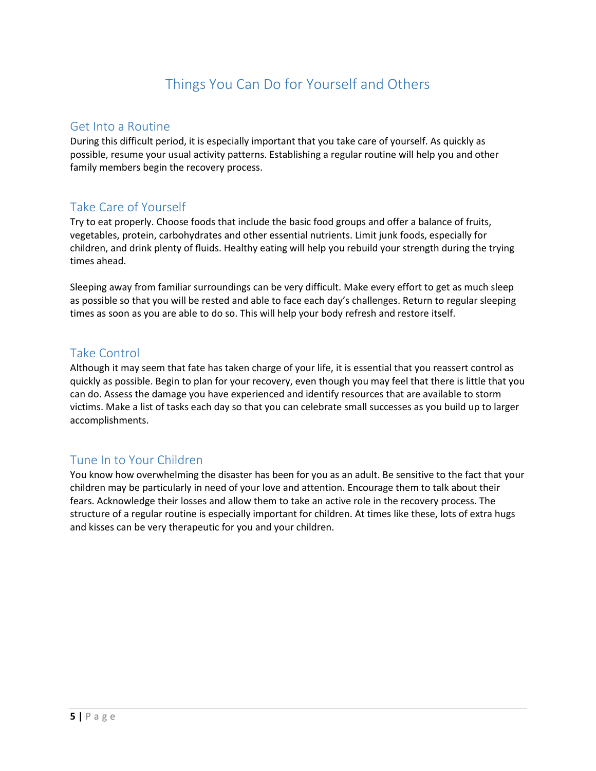# Things You Can Do for Yourself and Others

## Get Into a Routine

During this difficult period, it is especially important that you take care of yourself. As quickly as possible, resume your usual activity patterns. Establishing a regular routine will help you and other family members begin the recovery process.

## Take Care of Yourself

Try to eat properly. Choose foods that include the basic food groups and offer a balance of fruits, vegetables, protein, carbohydrates and other essential nutrients. Limit junk foods, especially for children, and drink plenty of fluids. Healthy eating will help you rebuild your strength during the trying times ahead.

Sleeping away from familiar surroundings can be very difficult. Make every effort to get as much sleep as possible so that you will be rested and able to face each day's challenges. Return to regular sleeping times as soon as you are able to do so. This will help your body refresh and restore itself.

## Take Control

Although it may seem that fate has taken charge of your life, it is essential that you reassert control as quickly as possible. Begin to plan for your recovery, even though you may feel that there is little that you can do. Assess the damage you have experienced and identify resources that are available to storm victims. Make a list of tasks each day so that you can celebrate small successes as you build up to larger accomplishments.

## Tune In to Your Children

You know how overwhelming the disaster has been for you as an adult. Be sensitive to the fact that your children may be particularly in need of your love and attention. Encourage them to talk about their fears. Acknowledge their losses and allow them to take an active role in the recovery process. The structure of a regular routine is especially important for children. At times like these, lots of extra hugs and kisses can be very therapeutic for you and your children.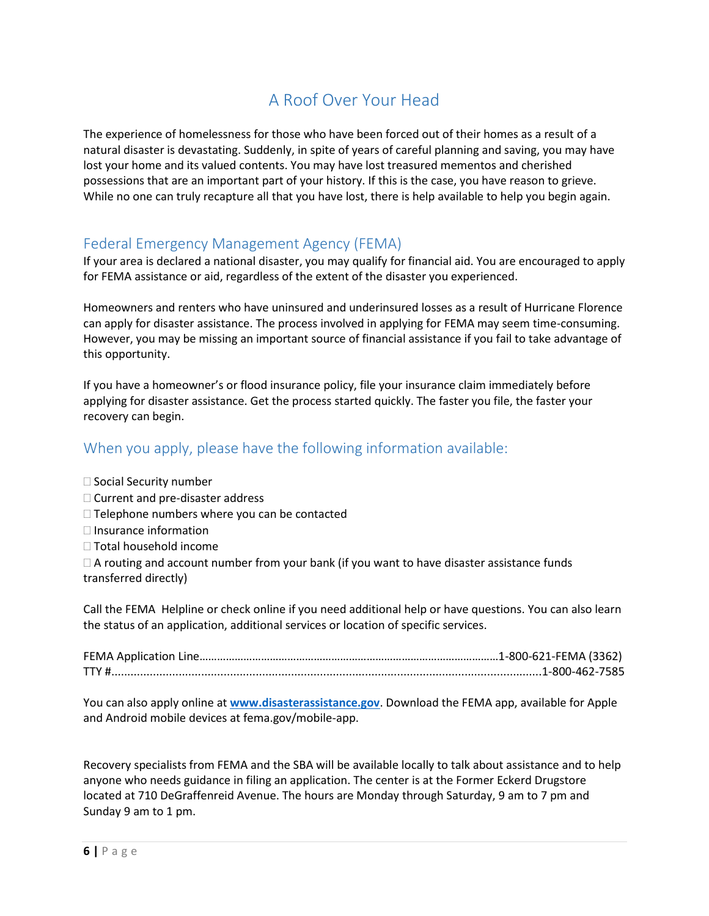# A Roof Over Your Head

The experience of homelessness for those who have been forced out of their homes as a result of a natural disaster is devastating. Suddenly, in spite of years of careful planning and saving, you may have lost your home and its valued contents. You may have lost treasured mementos and cherished possessions that are an important part of your history. If this is the case, you have reason to grieve. While no one can truly recapture all that you have lost, there is help available to help you begin again.

## Federal Emergency Management Agency (FEMA)

If your area is declared a national disaster, you may qualify for financial aid. You are encouraged to apply for FEMA assistance or aid, regardless of the extent of the disaster you experienced.

Homeowners and renters who have uninsured and underinsured losses as a result of Hurricane Florence can apply for disaster assistance. The process involved in applying for FEMA may seem time-consuming. However, you may be missing an important source of financial assistance if you fail to take advantage of this opportunity.

If you have a homeowner's or flood insurance policy, file your insurance claim immediately before applying for disaster assistance. Get the process started quickly. The faster you file, the faster your recovery can begin.

## When you apply, please have the following information available:

- Social Security number
- Current and pre-disaster address
- Telephone numbers where you can be contacted
- Insurance information
- Total household income
- A routing and account number from your bank (if you want to have disaster assistance funds transferred directly)

Call the FEMA Helpline or check online if you need additional help or have questions. You can also learn the status of an application, additional services or location of specific services.

FEMA Application Line……………………………………………………………………………………1-800-621-FEMA (3362)
TTY #......................................................................................................................1-800-462-7585

You can also apply online at **www.disasterassistance.gov**. Download the FEMA app, available for Apple and Android mobile devices at fema.gov/mobile-app.

Recovery specialists from FEMA and the SBA will be available locally to talk about assistance and to help anyone who needs guidance in filing an application. The center is at the Former Eckerd Drugstore located at 710 DeGraffenreid Avenue. The hours are Monday through Saturday, 9 am to 7 pm and Sunday 9 am to 1 pm.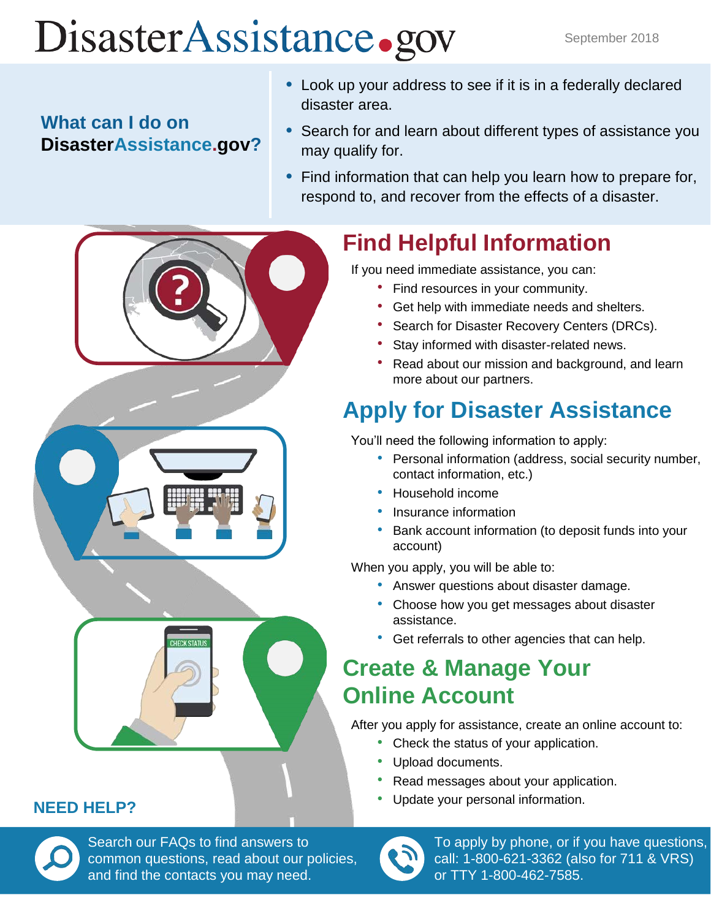# DisasterAssistance.gov

September 2018

**What can I do on DisasterAssistance.gov?**

- Look up your address to see if it is in a federally declared disaster area.
- Search for and learn about different types of assistance you may qualify for.
- Find information that can help you learn how to prepare for, respond to, and recover from the effects of a disaster.

## Find Helpful Information

If you need immediate assistance, you can:

- Find resources in your community.
- Get help with immediate needs and shelters.
- Search for Disaster Recovery Centers (DRCs).
- Stay informed with disaster-related news.
- Read about our mission and background, and learn more about our partners.

## Apply for Disaster Assistance

You'll need the following information to apply:

- Personal information (address, social security number, contact information, etc.)
- Household income
- Insurance information
- Bank account information (to deposit funds into your account)

When you apply, you will be able to:

- Answer questions about disaster damage.
- Choose how you get messages about disaster assistance.
- Get referrals to other agencies that can help.

## Create & Manage Your Online Account

After you apply for assistance, create an online account to:

- Check the status of your application.
- Upload documents.
- Read messages about your application.
- Update your personal information.

**NEED HELP?**

Search our FAQs to find answers to common questions, read about our policies, and find the contacts you may need.

To apply by phone, or if you have questions, call: 1-800-621-3362 (also for 711 & VRS) or TTY 1-800-462-7585.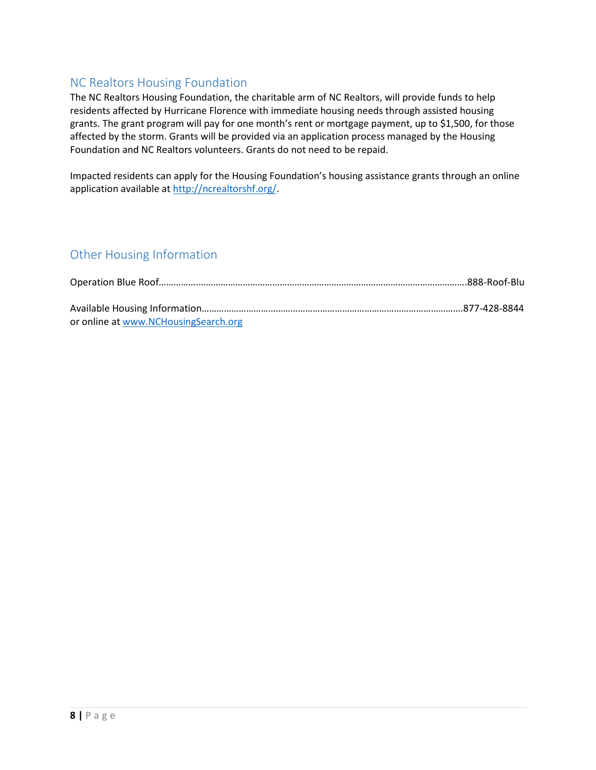## NC Realtors Housing Foundation

The NC Realtors Housing Foundation, the charitable arm of NC Realtors, will provide funds to help residents affected by Hurricane Florence with immediate housing needs through assisted housing grants. The grant program will pay for one month's rent or mortgage payment, up to $1,500, for those affected by the storm. Grants will be provided via an application process managed by the Housing Foundation and NC Realtors volunteers. Grants do not need to be repaid.

Impacted residents can apply for the Housing Foundation's housing assistance grants through an online application available at http://ncrealtorshf.org/.

## Other Housing Information

Operation Blue Roof…………………………………………………………………………………………………….888-Roof-Blu

Available Housing Information…………………………………………………………………………………………877-428-8844
or online at www.NCHousingSearch.org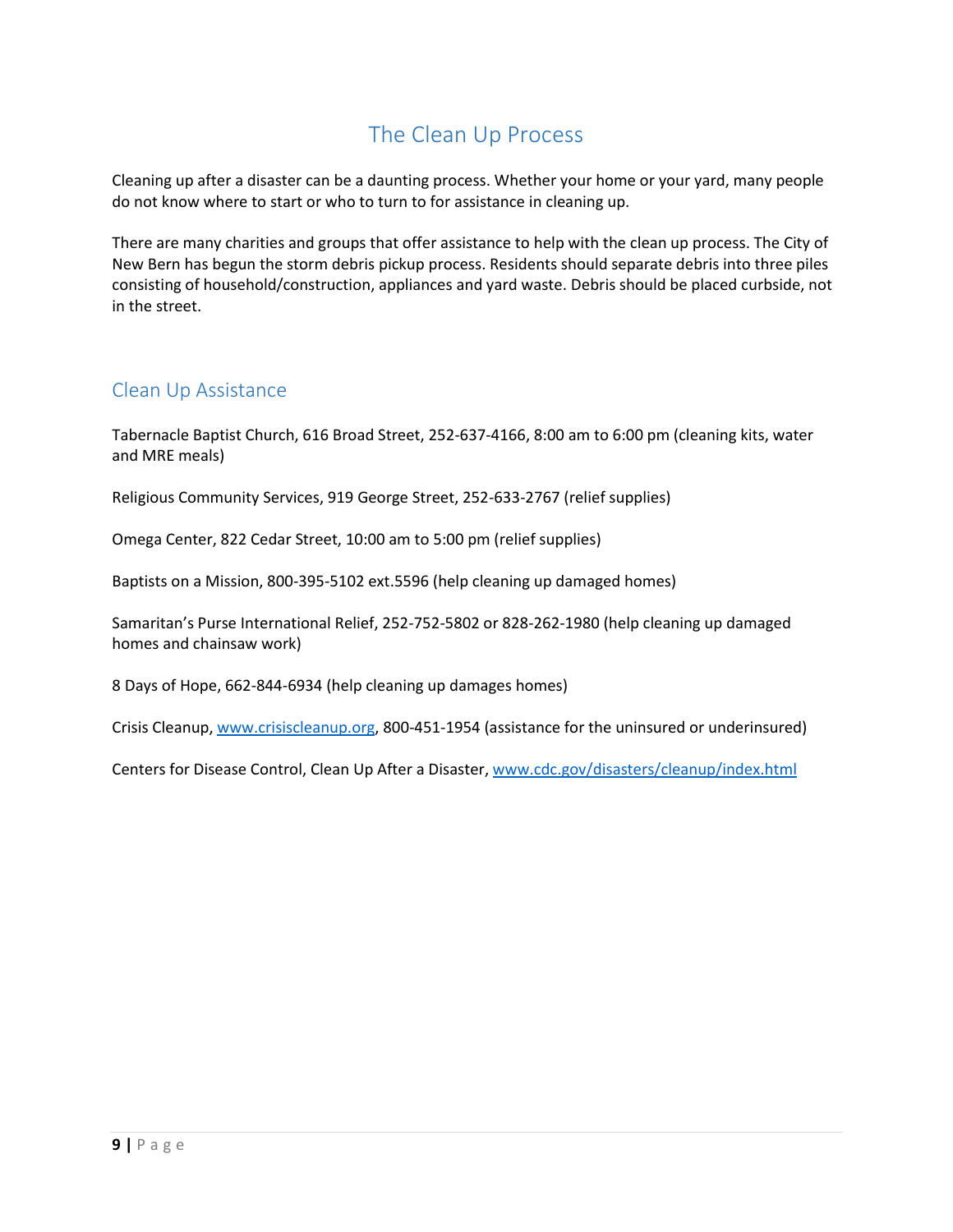# The Clean Up Process

Cleaning up after a disaster can be a daunting process. Whether your home or your yard, many people do not know where to start or who to turn to for assistance in cleaning up.

There are many charities and groups that offer assistance to help with the clean up process. The City of New Bern has begun the storm debris pickup process. Residents should separate debris into three piles consisting of household/construction, appliances and yard waste. Debris should be placed curbside, not in the street.

## Clean Up Assistance

Tabernacle Baptist Church, 616 Broad Street, 252-637-4166, 8:00 am to 6:00 pm (cleaning kits, water and MRE meals)

Religious Community Services, 919 George Street, 252-633-2767 (relief supplies)

Omega Center, 822 Cedar Street, 10:00 am to 5:00 pm (relief supplies)

Baptists on a Mission, 800-395-5102 ext.5596 (help cleaning up damaged homes)

Samaritan's Purse International Relief, 252-752-5802 or 828-262-1980 (help cleaning up damaged homes and chainsaw work)

8 Days of Hope, 662-844-6934 (help cleaning up damages homes)

Crisis Cleanup, [www.crisiscleanup.org](http://www.crisiscleanup.org), 800-451-1954 (assistance for the uninsured or underinsured)

Centers for Disease Control, Clean Up After a Disaster, [www.cdc.gov/disasters/cleanup/index.html](http://www.cdc.gov/disasters/cleanup/index.html)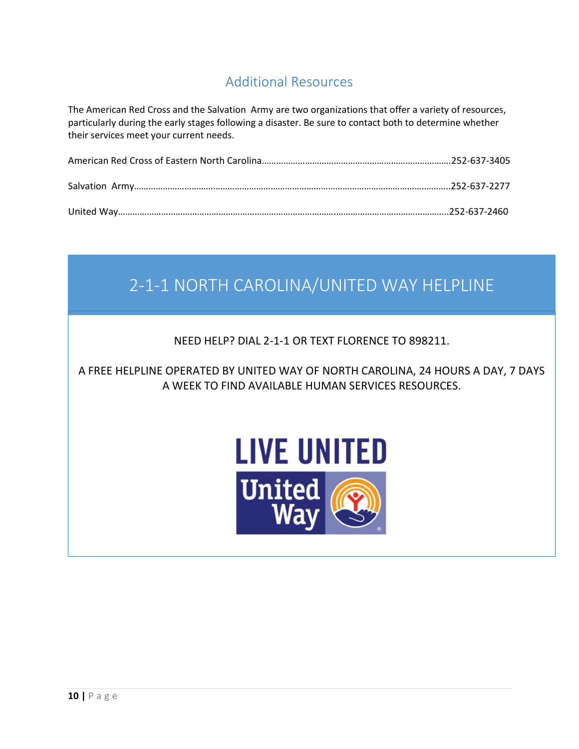## Additional Resources

The American Red Cross and the Salvation Army are two organizations that offer a variety of resources, particularly during the early stages following a disaster. Be sure to contact both to determine whether their services meet your current needs.

American Red Cross of Eastern North Carolina……………………………………………………………………252-637-3405

Salvation Army……………………………………………………………………………………………………………..252-637-2277

United Way…………………………………………………………………………………………………………………..252-637-2460

## 2-1-1 NORTH CAROLINA/UNITED WAY HELPLINE

NEED HELP? DIAL 2-1-1 OR TEXT FLORENCE TO 898211.

A FREE HELPLINE OPERATED BY UNITED WAY OF NORTH CAROLINA, 24 HOURS A DAY, 7 DAYS A WEEK TO FIND AVAILABLE HUMAN SERVICES RESOURCES.

LIVE UNITED

United Way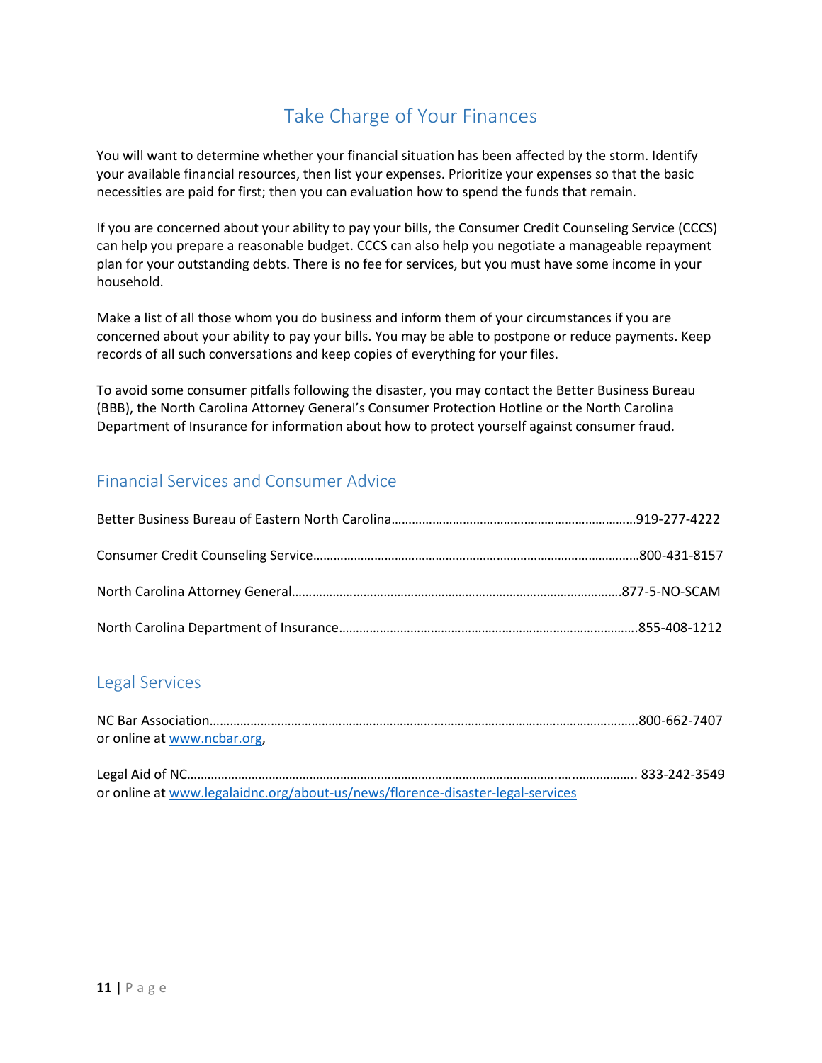# Take Charge of Your Finances

You will want to determine whether your financial situation has been affected by the storm. Identify your available financial resources, then list your expenses. Prioritize your expenses so that the basic necessities are paid for first; then you can evaluation how to spend the funds that remain.

If you are concerned about your ability to pay your bills, the Consumer Credit Counseling Service (CCCS) can help you prepare a reasonable budget. CCCS can also help you negotiate a manageable repayment plan for your outstanding debts. There is no fee for services, but you must have some income in your household.

Make a list of all those whom you do business and inform them of your circumstances if you are concerned about your ability to pay your bills. You may be able to postpone or reduce payments. Keep records of all such conversations and keep copies of everything for your files.

To avoid some consumer pitfalls following the disaster, you may contact the Better Business Bureau (BBB), the North Carolina Attorney General's Consumer Protection Hotline or the North Carolina Department of Insurance for information about how to protect yourself against consumer fraud.

## Financial Services and Consumer Advice

Better Business Bureau of Eastern North Carolina……………………………………………………………919-277-4222

Consumer Credit Counseling Service……………………………………………………………………………800-431-8157

North Carolina Attorney General……………………………………………………………………………877-5-NO-SCAM

North Carolina Department of Insurance……………………………………………………………………855-408-1212

## Legal Services

NC Bar Association……………………………………………………………………………………………………800-662-7407
or online at www.ncbar.org,

Legal Aid of NC……………………………………………………………………………………………………… 833-242-3549
or online at www.legalaidnc.org/about-us/news/florence-disaster-legal-services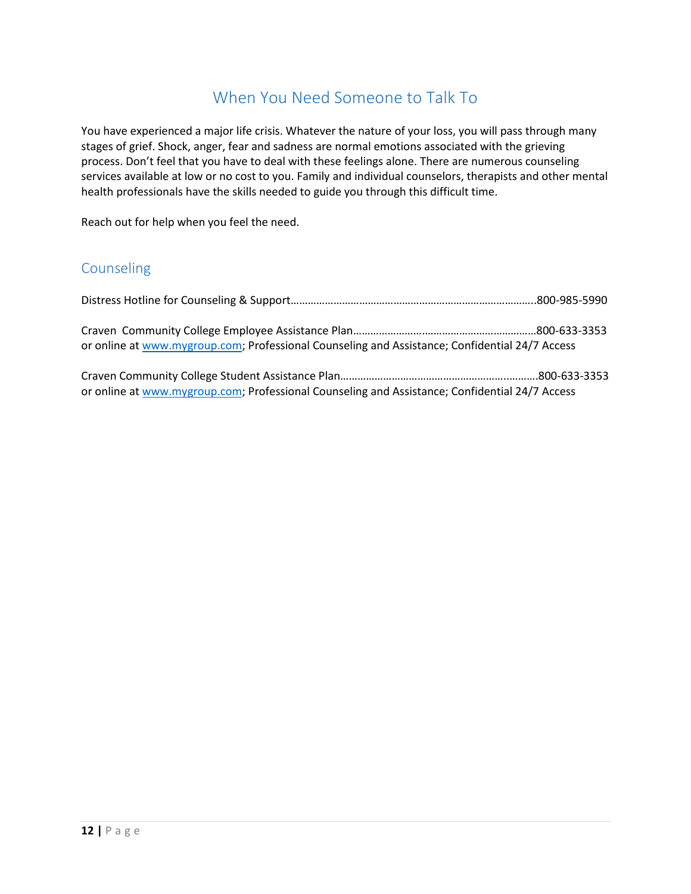# When You Need Someone to Talk To

You have experienced a major life crisis. Whatever the nature of your loss, you will pass through many stages of grief. Shock, anger, fear and sadness are normal emotions associated with the grieving process. Don't feel that you have to deal with these feelings alone. There are numerous counseling services available at low or no cost to you. Family and individual counselors, therapists and other mental health professionals have the skills needed to guide you through this difficult time.

Reach out for help when you feel the need.

## Counseling

Distress Hotline for Counseling & Support…………………………………………………………………………..800-985-5990

Craven Community College Employee Assistance Plan………………………………………………………800-633-3353
or online at www.mygroup.com; Professional Counseling and Assistance; Confidential 24/7 Access

Craven Community College Student Assistance Plan……………………………………………………..……800-633-3353
or online at www.mygroup.com; Professional Counseling and Assistance; Confidential 24/7 Access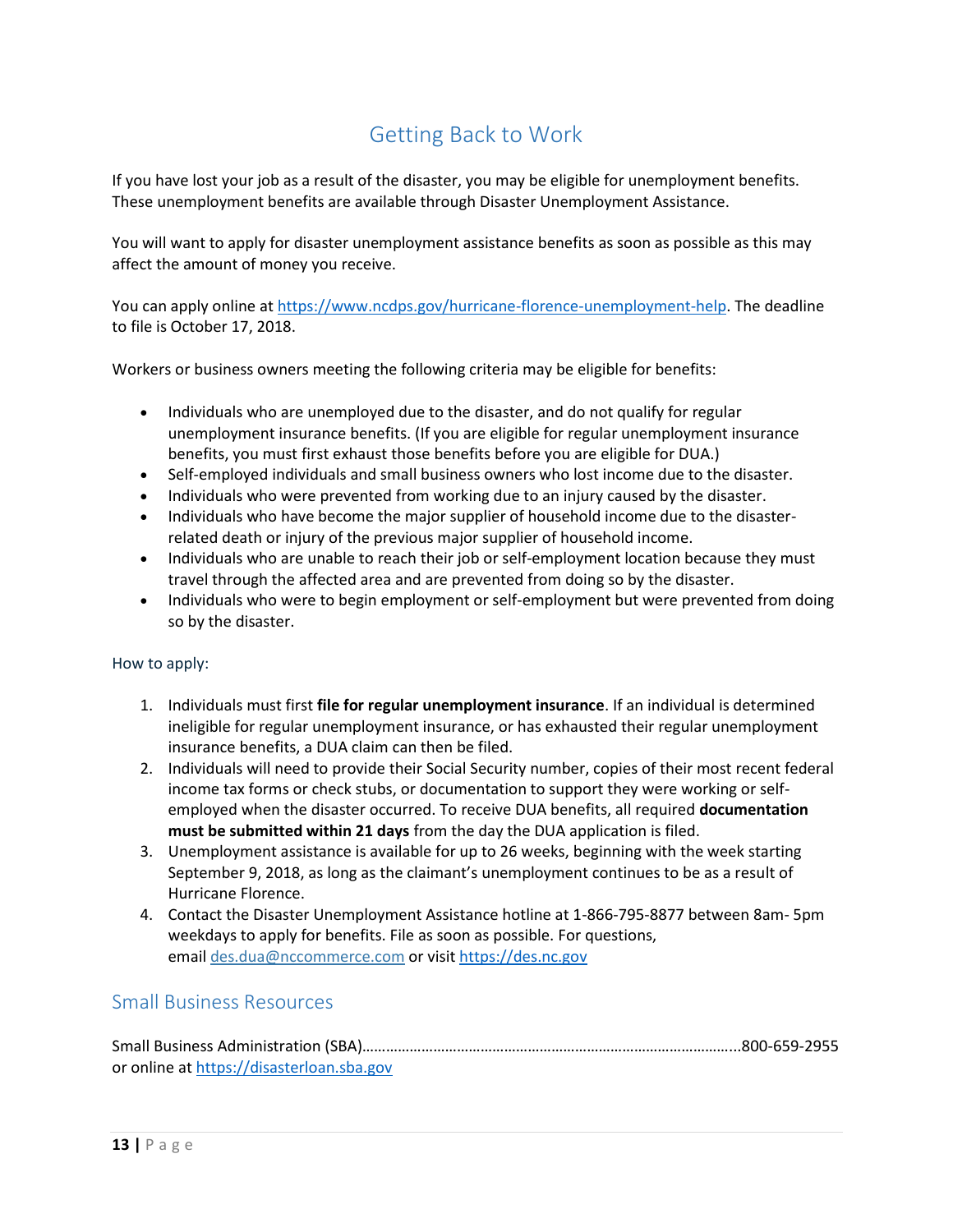# Getting Back to Work

If you have lost your job as a result of the disaster, you may be eligible for unemployment benefits. These unemployment benefits are available through Disaster Unemployment Assistance.

You will want to apply for disaster unemployment assistance benefits as soon as possible as this may affect the amount of money you receive.

You can apply online at https://www.ncdps.gov/hurricane-florence-unemployment-help. The deadline to file is October 17, 2018.

Workers or business owners meeting the following criteria may be eligible for benefits:

- Individuals who are unemployed due to the disaster, and do not qualify for regular unemployment insurance benefits. (If you are eligible for regular unemployment insurance benefits, you must first exhaust those benefits before you are eligible for DUA.)
- Self-employed individuals and small business owners who lost income due to the disaster.
- Individuals who were prevented from working due to an injury caused by the disaster.
- Individuals who have become the major supplier of household income due to the disaster-related death or injury of the previous major supplier of household income.
- Individuals who are unable to reach their job or self-employment location because they must travel through the affected area and are prevented from doing so by the disaster.
- Individuals who were to begin employment or self-employment but were prevented from doing so by the disaster.

How to apply:

1. Individuals must first **file for regular unemployment insurance**. If an individual is determined ineligible for regular unemployment insurance, or has exhausted their regular unemployment insurance benefits, a DUA claim can then be filed.
2. Individuals will need to provide their Social Security number, copies of their most recent federal income tax forms or check stubs, or documentation to support they were working or self-employed when the disaster occurred. To receive DUA benefits, all required **documentation must be submitted within 21 days** from the day the DUA application is filed.
3. Unemployment assistance is available for up to 26 weeks, beginning with the week starting September 9, 2018, as long as the claimant's unemployment continues to be as a result of Hurricane Florence.
4. Contact the Disaster Unemployment Assistance hotline at 1-866-795-8877 between 8am- 5pm weekdays to apply for benefits. File as soon as possible. For questions, email des.dua@nccommerce.com or visit https://des.nc.gov

## Small Business Resources

Small Business Administration (SBA)......................................................................................800-659-2955
or online at https://disasterloan.sba.gov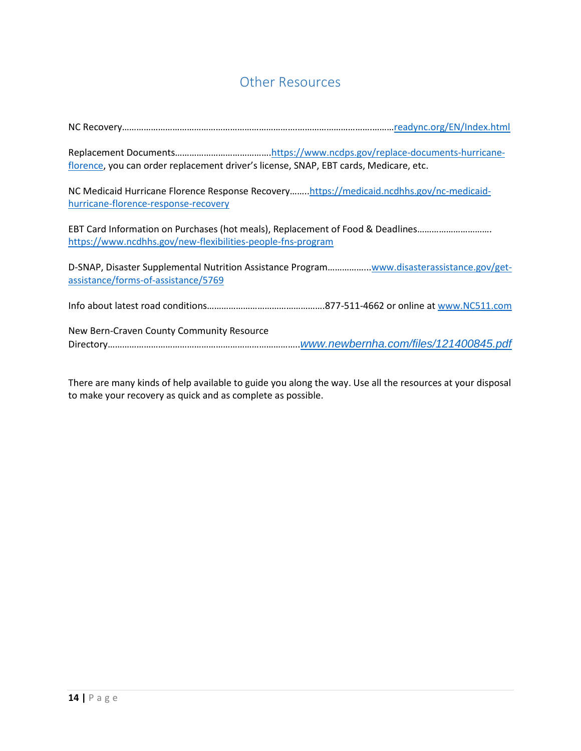## Other Resources

NC Recovery……………………………………………………………………………………………………………[readync.org/EN/Index.html](readync.org/EN/Index.html)

Replacement Documents…………………………………[https://www.ncdps.gov/replace-documents-hurricane-florence](https://www.ncdps.gov/replace-documents-hurricane-florence), you can order replacement driver's license, SNAP, EBT cards, Medicare, etc.

NC Medicaid Hurricane Florence Response Recovery……..[https://medicaid.ncdhhs.gov/nc-medicaid-hurricane-florence-response-recovery](https://medicaid.ncdhhs.gov/nc-medicaid-hurricane-florence-response-recovery)

EBT Card Information on Purchases (hot meals), Replacement of Food & Deadlines…………………………. [https://www.ncdhhs.gov/new-flexibilities-people-fns-program](https://www.ncdhhs.gov/new-flexibilities-people-fns-program)

D-SNAP, Disaster Supplemental Nutrition Assistance Program……………..[www.disasterassistance.gov/get-assistance/forms-of-assistance/5769](www.disasterassistance.gov/get-assistance/forms-of-assistance/5769)

Info about latest road conditions…………………………………………877-511-4662 or online at [www.NC511.com](www.NC511.com)

New Bern-Craven County Community Resource Directory……………………………………………………………………[*www.newbernha.com/files/121400845.pdf*](www.newbernha.com/files/121400845.pdf)

There are many kinds of help available to guide you along the way. Use all the resources at your disposal to make your recovery as quick and as complete as possible.